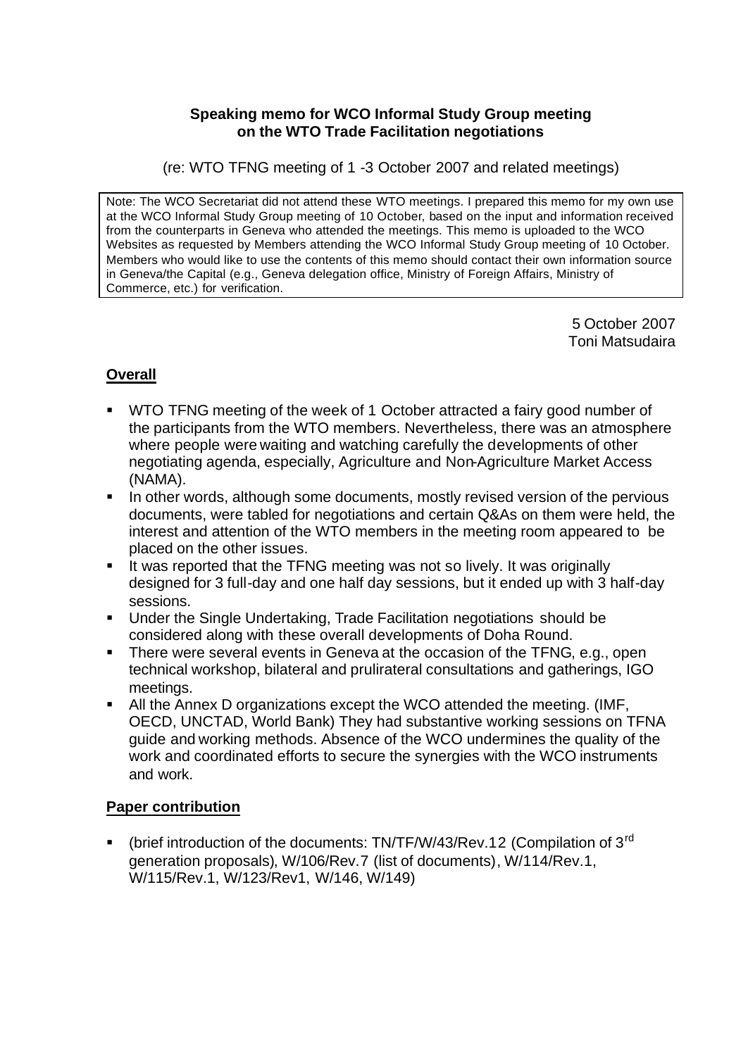**Speaking memo for WCO Informal Study Group meeting on the WTO Trade Facilitation negotiations**

(re: WTO TFNG meeting of 1 -3 October 2007 and related meetings)

> Note: The WCO Secretariat did not attend these WTO meetings. I prepared this memo for my own use at the WCO Informal Study Group meeting of 10 October, based on the input and information received from the counterparts in Geneva who attended the meetings. This memo is uploaded to the WCO Websites as requested by Members attending the WCO Informal Study Group meeting of 10 October. Members who would like to use the contents of this memo should contact their own information source in Geneva/the Capital (e.g., Geneva delegation office, Ministry of Foreign Affairs, Ministry of Commerce, etc.) for verification.

5 October 2007
Toni Matsudaira

## Overall

- WTO TFNG meeting of the week of 1 October attracted a fairy good number of the participants from the WTO members. Nevertheless, there was an atmosphere where people were waiting and watching carefully the developments of other negotiating agenda, especially, Agriculture and Non-Agriculture Market Access (NAMA).
- In other words, although some documents, mostly revised version of the pervious documents, were tabled for negotiations and certain Q&As on them were held, the interest and attention of the WTO members in the meeting room appeared to be placed on the other issues.
- It was reported that the TFNG meeting was not so lively. It was originally designed for 3 full-day and one half day sessions, but it ended up with 3 half-day sessions.
- Under the Single Undertaking, Trade Facilitation negotiations should be considered along with these overall developments of Doha Round.
- There were several events in Geneva at the occasion of the TFNG, e.g., open technical workshop, bilateral and prulirateral consultations and gatherings, IGO meetings.
- All the Annex D organizations except the WCO attended the meeting. (IMF, OECD, UNCTAD, World Bank) They had substantive working sessions on TFNA guide and working methods. Absence of the WCO undermines the quality of the work and coordinated efforts to secure the synergies with the WCO instruments and work.

## Paper contribution

- (brief introduction of the documents: TN/TF/W/43/Rev.12 (Compilation of 3rd generation proposals), W/106/Rev.7 (list of documents), W/114/Rev.1, W/115/Rev.1, W/123/Rev1, W/146, W/149)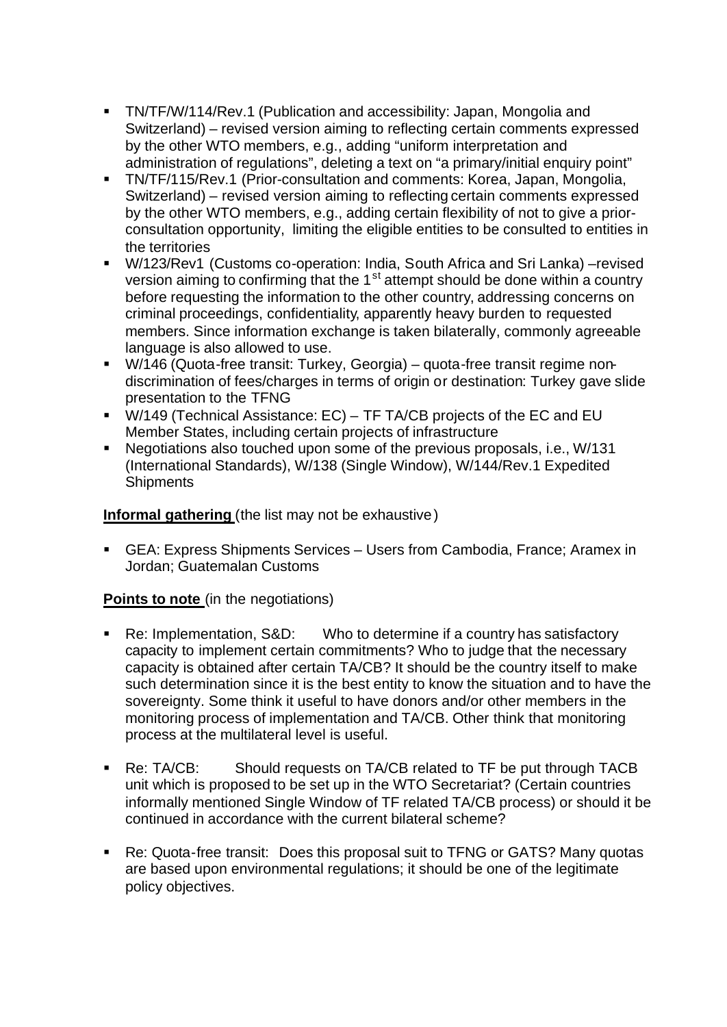- TN/TF/W/114/Rev.1 (Publication and accessibility: Japan, Mongolia and Switzerland) – revised version aiming to reflecting certain comments expressed by the other WTO members, e.g., adding "uniform interpretation and administration of regulations", deleting a text on "a primary/initial enquiry point"
- TN/TF/115/Rev.1 (Prior-consultation and comments: Korea, Japan, Mongolia, Switzerland) – revised version aiming to reflecting certain comments expressed by the other WTO members, e.g., adding certain flexibility of not to give a prior-consultation opportunity, limiting the eligible entities to be consulted to entities in the territories
- W/123/Rev1 (Customs co-operation: India, South Africa and Sri Lanka) –revised version aiming to confirming that the 1st attempt should be done within a country before requesting the information to the other country, addressing concerns on criminal proceedings, confidentiality, apparently heavy burden to requested members. Since information exchange is taken bilaterally, commonly agreeable language is also allowed to use.
- W/146 (Quota-free transit: Turkey, Georgia) – quota-free transit regime non-discrimination of fees/charges in terms of origin or destination: Turkey gave slide presentation to the TFNG
- W/149 (Technical Assistance: EC) – TF TA/CB projects of the EC and EU Member States, including certain projects of infrastructure
- Negotiations also touched upon some of the previous proposals, i.e., W/131 (International Standards), W/138 (Single Window), W/144/Rev.1 Expedited Shipments

**Informal gathering** (the list may not be exhaustive)

- GEA: Express Shipments Services – Users from Cambodia, France; Aramex in Jordan; Guatemalan Customs

**Points to note** (in the negotiations)

- Re: Implementation, S&D: Who to determine if a country has satisfactory capacity to implement certain commitments? Who to judge that the necessary capacity is obtained after certain TA/CB? It should be the country itself to make such determination since it is the best entity to know the situation and to have the sovereignty. Some think it useful to have donors and/or other members in the monitoring process of implementation and TA/CB. Other think that monitoring process at the multilateral level is useful.

- Re: TA/CB: Should requests on TA/CB related to TF be put through TACB unit which is proposed to be set up in the WTO Secretariat? (Certain countries informally mentioned Single Window of TF related TA/CB process) or should it be continued in accordance with the current bilateral scheme?

- Re: Quota-free transit: Does this proposal suit to TFNG or GATS? Many quotas are based upon environmental regulations; it should be one of the legitimate policy objectives.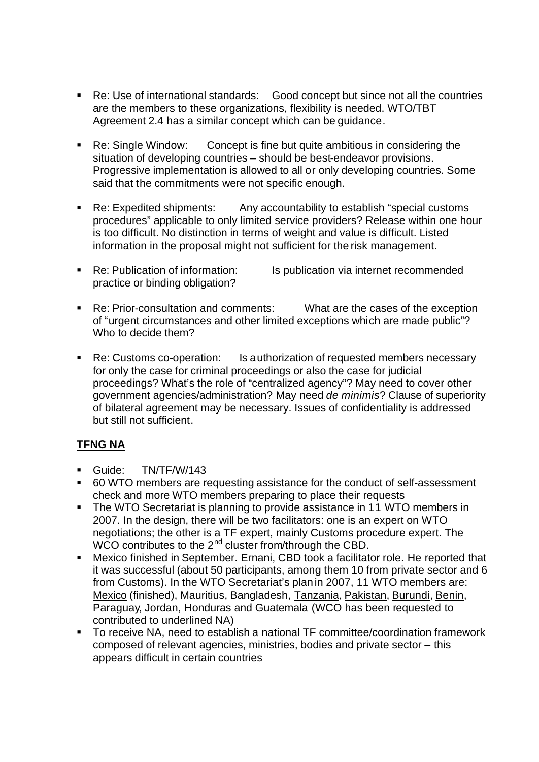- Re: Use of international standards: Good concept but since not all the countries are the members to these organizations, flexibility is needed. WTO/TBT Agreement 2.4 has a similar concept which can be guidance.

- Re: Single Window: Concept is fine but quite ambitious in considering the situation of developing countries – should be best-endeavor provisions. Progressive implementation is allowed to all or only developing countries. Some said that the commitments were not specific enough.

- Re: Expedited shipments: Any accountability to establish "special customs procedures" applicable to only limited service providers? Release within one hour is too difficult. No distinction in terms of weight and value is difficult. Listed information in the proposal might not sufficient for the risk management.

- Re: Publication of information: Is publication via internet recommended practice or binding obligation?

- Re: Prior-consultation and comments: What are the cases of the exception of "urgent circumstances and other limited exceptions which are made public"? Who to decide them?

- Re: Customs co-operation: Is authorization of requested members necessary for only the case for criminal proceedings or also the case for judicial proceedings? What's the role of "centralized agency"? May need to cover other government agencies/administration? May need *de minimis*? Clause of superiority of bilateral agreement may be necessary. Issues of confidentiality is addressed but still not sufficient.

## TFNG NA

- Guide: TN/TF/W/143
- 60 WTO members are requesting assistance for the conduct of self-assessment check and more WTO members preparing to place their requests
- The WTO Secretariat is planning to provide assistance in 11 WTO members in 2007. In the design, there will be two facilitators: one is an expert on WTO negotiations; the other is a TF expert, mainly Customs procedure expert. The WCO contributes to the 2nd cluster from/through the CBD.
- Mexico finished in September. Ernani, CBD took a facilitator role. He reported that it was successful (about 50 participants, among them 10 from private sector and 6 from Customs). In the WTO Secretariat's plan in 2007, 11 WTO members are: <u>Mexico</u> (finished), Mauritius, Bangladesh, <u>Tanzania</u>, <u>Pakistan</u>, <u>Burundi</u>, <u>Benin</u>, <u>Paraguay</u>, Jordan, <u>Honduras</u> and Guatemala (WCO has been requested to contributed to underlined NA)
- To receive NA, need to establish a national TF committee/coordination framework composed of relevant agencies, ministries, bodies and private sector – this appears difficult in certain countries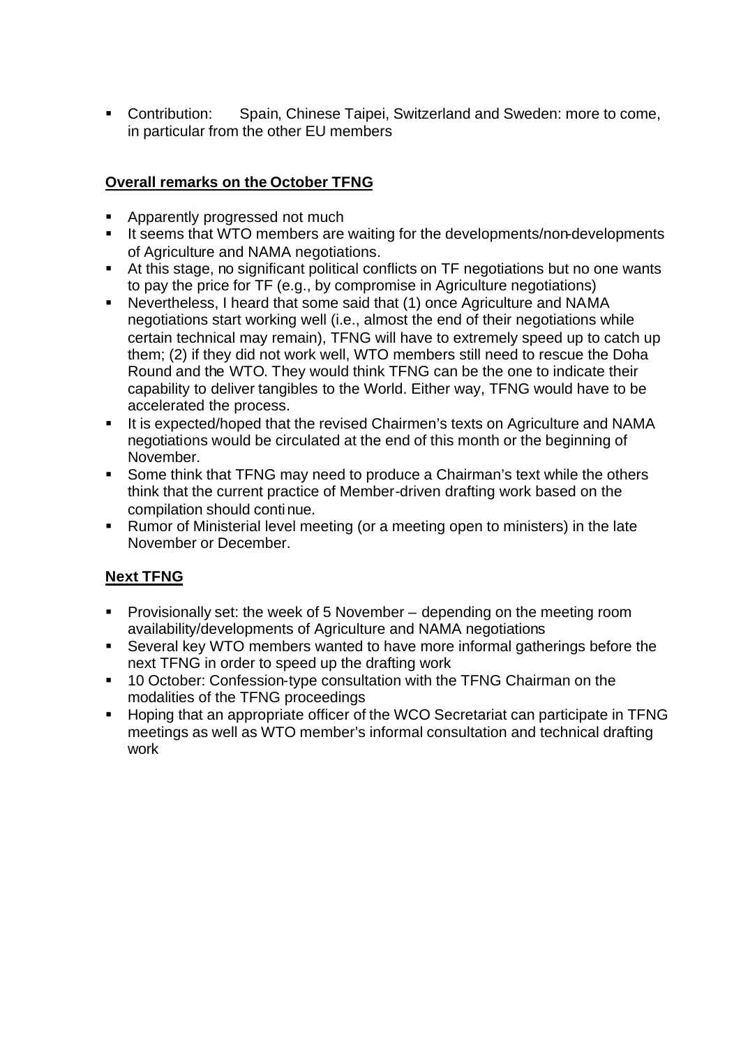- Contribution: Spain, Chinese Taipei, Switzerland and Sweden: more to come, in particular from the other EU members

**Overall remarks on the October TFNG**

- Apparently progressed not much
- It seems that WTO members are waiting for the developments/non-developments of Agriculture and NAMA negotiations.
- At this stage, no significant political conflicts on TF negotiations but no one wants to pay the price for TF (e.g., by compromise in Agriculture negotiations)
- Nevertheless, I heard that some said that (1) once Agriculture and NAMA negotiations start working well (i.e., almost the end of their negotiations while certain technical may remain), TFNG will have to extremely speed up to catch up them; (2) if they did not work well, WTO members still need to rescue the Doha Round and the WTO. They would think TFNG can be the one to indicate their capability to deliver tangibles to the World. Either way, TFNG would have to be accelerated the process.
- It is expected/hoped that the revised Chairmen's texts on Agriculture and NAMA negotiations would be circulated at the end of this month or the beginning of November.
- Some think that TFNG may need to produce a Chairman's text while the others think that the current practice of Member-driven drafting work based on the compilation should continue.
- Rumor of Ministerial level meeting (or a meeting open to ministers) in the late November or December.

**Next TFNG**

- Provisionally set: the week of 5 November – depending on the meeting room availability/developments of Agriculture and NAMA negotiations
- Several key WTO members wanted to have more informal gatherings before the next TFNG in order to speed up the drafting work
- 10 October: Confession-type consultation with the TFNG Chairman on the modalities of the TFNG proceedings
- Hoping that an appropriate officer of the WCO Secretariat can participate in TFNG meetings as well as WTO member's informal consultation and technical drafting work